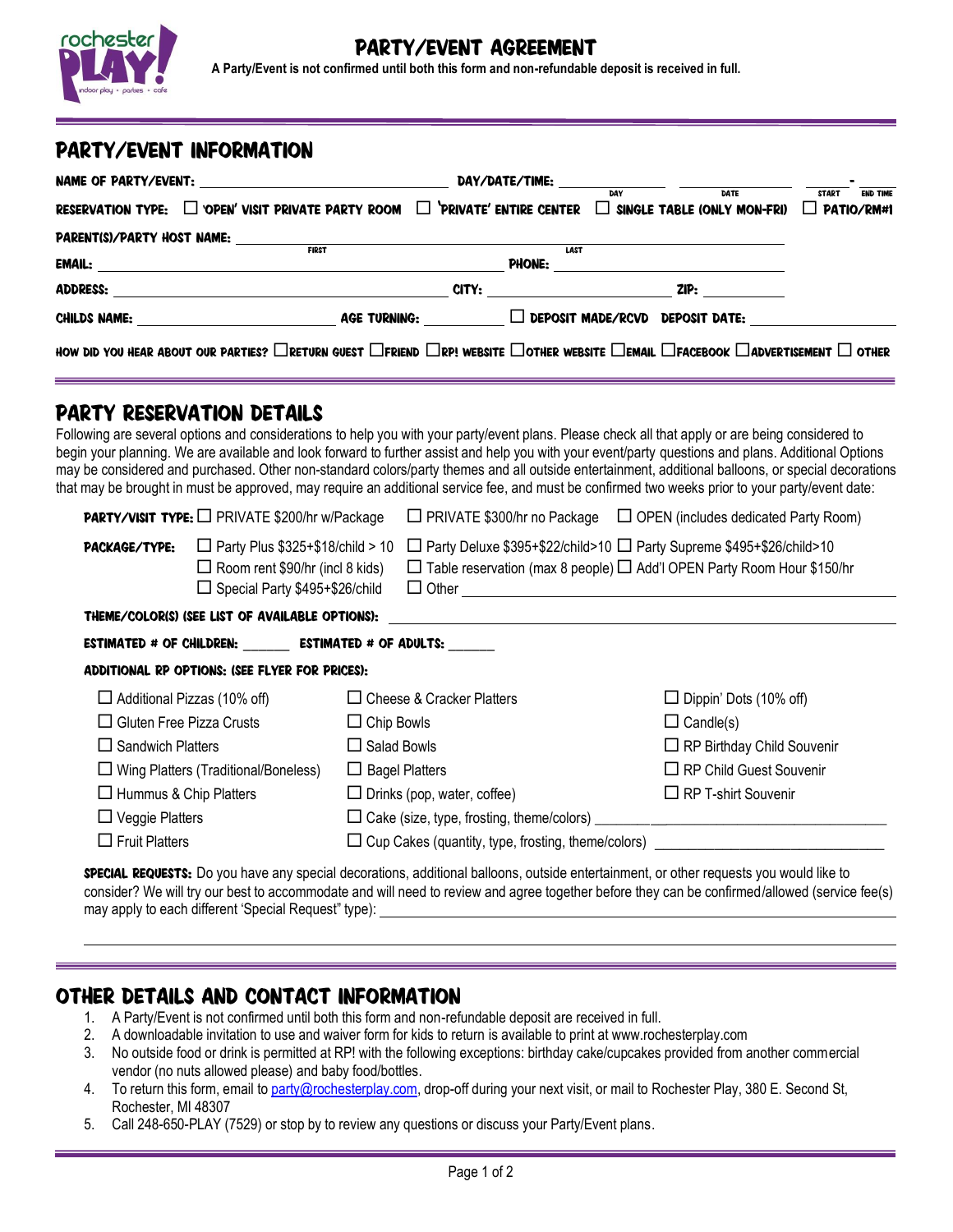# PARTY/EVENT AGREEMENT

**A Party/Event is not confirmed until both this form and non-refundable deposit is received in full.**

## PARTY/EVENT INFORMATION

**NAME OF PARTY/EVENT:** ______________________ **DAY/DATE/TIME:** __________ (DAY) __________ (DATE) _____ - _____ (START / END TIME)

**RESERVATION TYPE:** ☐ 'OPEN' VISIT PRIVATE PARTY ROOM ☐ 'PRIVATE' ENTIRE CENTER ☐ SINGLE TABLE (ONLY MON-FRI) ☐ PATIO/RM#1

**PARENT(S)/PARTY HOST NAME:** ______________ (FIRST) ______________ (LAST)

**EMAIL:** ______________________ **PHONE:** ______________

**ADDRESS:** ______________________ **CITY:** ______________ **ZIP:** ________

**CHILDS NAME:** ______________ **AGE TURNING:** ________ ☐ **DEPOSIT MADE/RCVD** **DEPOSIT DATE:** ________

**HOW DID YOU HEAR ABOUT OUR PARTIES?** ☐RETURN GUEST ☐FRIEND ☐RP! WEBSITE ☐OTHER WEBSITE ☐EMAIL ☐FACEBOOK ☐ADVERTISEMENT ☐ OTHER

## PARTY RESERVATION DETAILS

Following are several options and considerations to help you with your party/event plans. Please check all that apply or are being considered to begin your planning. We are available and look forward to further assist and help you with your event/party questions and plans. Additional Options may be considered and purchased. Other non-standard colors/party themes and all outside entertainment, additional balloons, or special decorations that may be brought in must be approved, may require an additional service fee, and must be confirmed two weeks prior to your party/event date:

**PARTY/VISIT TYPE:** ☐ PRIVATE $200/hr w/Package ☐ PRIVATE $300/hr no Package ☐ OPEN (includes dedicated Party Room)

**PACKAGE/TYPE:**
- ☐ Party Plus $325+$18/child > 10
- ☐ Party Deluxe $395+$22/child>10
- ☐ Party Supreme $495+$26/child>10
- ☐ Room rent $90/hr (incl 8 kids)
- ☐ Table reservation (max 8 people)
- ☐ Add'l OPEN Party Room Hour $150/hr
- ☐ Special Party $495+$26/child
- ☐ Other ______________________

**THEME/COLOR(S) (SEE LIST OF AVAILABLE OPTIONS):** ______________________

**ESTIMATED # OF CHILDREN:** _______ **ESTIMATED # OF ADULTS:** _______

**ADDITIONAL RP OPTIONS: (SEE FLYER FOR PRICES):**

| | | |
|---|---|---|
| ☐ Additional Pizzas (10% off) | ☐ Cheese & Cracker Platters | ☐ Dippin' Dots (10% off) |
| ☐ Gluten Free Pizza Crusts | ☐ Chip Bowls | ☐ Candle(s) |
| ☐ Sandwich Platters | ☐ Salad Bowls | ☐ RP Birthday Child Souvenir |
| ☐ Wing Platters (Traditional/Boneless) | ☐ Bagel Platters | ☐ RP Child Guest Souvenir |
| ☐ Hummus & Chip Platters | ☐ Drinks (pop, water, coffee) | ☐ RP T-shirt Souvenir |
| ☐ Veggie Platters | ☐ Cake (size, type, frosting, theme/colors) ______________ | |
| ☐ Fruit Platters | ☐ Cup Cakes (quantity, type, frosting, theme/colors) ______________ | |

**SPECIAL REQUESTS:** Do you have any special decorations, additional balloons, outside entertainment, or other requests you would like to consider? We will try our best to accommodate and will need to review and agree together before they can be confirmed/allowed (service fee(s) may apply to each different 'Special Request' type): ______________________

______________________

## OTHER DETAILS AND CONTACT INFORMATION

1. A Party/Event is not confirmed until both this form and non-refundable deposit are received in full.
2. A downloadable invitation to use and waiver form for kids to return is available to print at www.rochesterplay.com
3. No outside food or drink is permitted at RP! with the following exceptions: birthday cake/cupcakes provided from another commercial vendor (no nuts allowed please) and baby food/bottles.
4. To return this form, email to party@rochesterplay.com, drop-off during your next visit, or mail to Rochester Play, 380 E. Second St, Rochester, MI 48307
5. Call 248-650-PLAY (7529) or stop by to review any questions or discuss your Party/Event plans.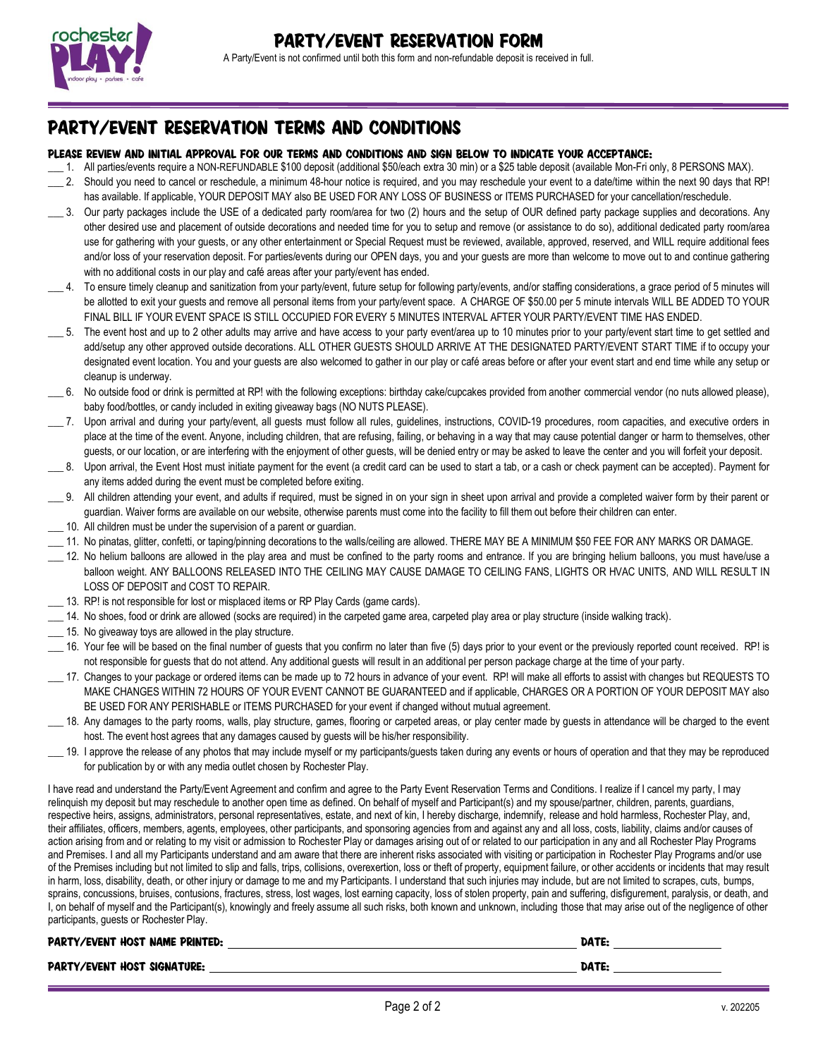# PARTY/EVENT RESERVATION FORM

A Party/Event is not confirmed until both this form and non-refundable deposit is received in full.

## PARTY/EVENT RESERVATION TERMS AND CONDITIONS

**PLEASE REVIEW AND INITIAL APPROVAL FOR OUR TERMS AND CONDITIONS AND SIGN BELOW TO INDICATE YOUR ACCEPTANCE:**

___ 1. All parties/events require a NON-REFUNDABLE $100 deposit (additional $50/each extra 30 min) or a $25 table deposit (available Mon-Fri only, 8 PERSONS MAX).

___ 2. Should you need to cancel or reschedule, a minimum 48-hour notice is required, and you may reschedule your event to a date/time within the next 90 days that RP! has available. If applicable, YOUR DEPOSIT MAY also BE USED FOR ANY LOSS OF BUSINESS or ITEMS PURCHASED for your cancellation/reschedule.

___ 3. Our party packages include the USE of a dedicated party room/area for two (2) hours and the setup of OUR defined party package supplies and decorations. Any other desired use and placement of outside decorations and needed time for you to setup and remove (or assistance to do so), additional dedicated party room/area use for gathering with your guests, or any other entertainment or Special Request must be reviewed, available, approved, reserved, and WILL require additional fees and/or loss of your reservation deposit. For parties/events during our OPEN days, you and your guests are more than welcome to move out to and continue gathering with no additional costs in our play and café areas after your party/event has ended.

___ 4. To ensure timely cleanup and sanitization from your party/event, future setup for following party/events, and/or staffing considerations, a grace period of 5 minutes will be allotted to exit your guests and remove all personal items from your party/event space. A CHARGE OF $50.00 per 5 minute intervals WILL BE ADDED TO YOUR FINAL BILL IF YOUR EVENT SPACE IS STILL OCCUPIED FOR EVERY 5 MINUTES INTERVAL AFTER YOUR PARTY/EVENT TIME HAS ENDED.

___ 5. The event host and up to 2 other adults may arrive and have access to your party event/area up to 10 minutes prior to your party/event start time to get settled and add/setup any other approved outside decorations. ALL OTHER GUESTS SHOULD ARRIVE AT THE DESIGNATED PARTY/EVENT START TIME if to occupy your designated event location. You and your guests are also welcomed to gather in our play or café areas before or after your event start and end time while any setup or cleanup is underway.

___ 6. No outside food or drink is permitted at RP! with the following exceptions: birthday cake/cupcakes provided from another commercial vendor (no nuts allowed please), baby food/bottles, or candy included in exiting giveaway bags (NO NUTS PLEASE).

___ 7. Upon arrival and during your party/event, all guests must follow all rules, guidelines, instructions, COVID-19 procedures, room capacities, and executive orders in place at the time of the event. Anyone, including children, that are refusing, failing, or behaving in a way that may cause potential danger or harm to themselves, other guests, or our location, or are interfering with the enjoyment of other guests, will be denied entry or may be asked to leave the center and you will forfeit your deposit.

___ 8. Upon arrival, the Event Host must initiate payment for the event (a credit card can be used to start a tab, or a cash or check payment can be accepted). Payment for any items added during the event must be completed before exiting.

___ 9. All children attending your event, and adults if required, must be signed in on your sign in sheet upon arrival and provide a completed waiver form by their parent or guardian. Waiver forms are available on our website, otherwise parents must come into the facility to fill them out before their children can enter.

___ 10. All children must be under the supervision of a parent or guardian.

___ 11. No pinatas, glitter, confetti, or taping/pinning decorations to the walls/ceiling are allowed. THERE MAY BE A MINIMUM $50 FEE FOR ANY MARKS OR DAMAGE.

___ 12. No helium balloons are allowed in the play area and must be confined to the party rooms and entrance. If you are bringing helium balloons, you must have/use a balloon weight. ANY BALLOONS RELEASED INTO THE CEILING MAY CAUSE DAMAGE TO CEILING FANS, LIGHTS OR HVAC UNITS, AND WILL RESULT IN LOSS OF DEPOSIT and COST TO REPAIR.

___ 13. RP! is not responsible for lost or misplaced items or RP Play Cards (game cards).

___ 14. No shoes, food or drink are allowed (socks are required) in the carpeted game area, carpeted play area or play structure (inside walking track).

___ 15. No giveaway toys are allowed in the play structure.

___ 16. Your fee will be based on the final number of guests that you confirm no later than five (5) days prior to your event or the previously reported count received. RP! is not responsible for guests that do not attend. Any additional guests will result in an additional per person package charge at the time of your party.

___ 17. Changes to your package or ordered items can be made up to 72 hours in advance of your event. RP! will make all efforts to assist with changes but REQUESTS TO MAKE CHANGES WITHIN 72 HOURS OF YOUR EVENT CANNOT BE GUARANTEED and if applicable, CHARGES OR A PORTION OF YOUR DEPOSIT MAY also BE USED FOR ANY PERISHABLE or ITEMS PURCHASED for your event if changed without mutual agreement.

___ 18. Any damages to the party rooms, walls, play structure, games, flooring or carpeted areas, or play center made by guests in attendance will be charged to the event host. The event host agrees that any damages caused by guests will be his/her responsibility.

___ 19. I approve the release of any photos that may include myself or my participants/guests taken during any events or hours of operation and that they may be reproduced for publication by or with any media outlet chosen by Rochester Play.

I have read and understand the Party/Event Agreement and confirm and agree to the Party Event Reservation Terms and Conditions. I realize if I cancel my party, I may relinquish my deposit but may reschedule to another open time as defined. On behalf of myself and Participant(s) and my spouse/partner, children, parents, guardians, respective heirs, assigns, administrators, personal representatives, estate, and next of kin, I hereby discharge, indemnify, release and hold harmless, Rochester Play, and, their affiliates, officers, members, agents, employees, other participants, and sponsoring agencies from and against any and all loss, costs, liability, claims and/or causes of action arising from and or relating to my visit or admission to Rochester Play or damages arising out of or related to our participation in any and all Rochester Play Programs and Premises. I and all my Participants understand and am aware that there are inherent risks associated with visiting or participation in Rochester Play Programs and/or use of the Premises including but not limited to slip and falls, trips, collisions, overexertion, loss or theft of property, equipment failure, or other accidents or incidents that may result in harm, loss, disability, death, or other injury or damage to me and my Participants. I understand that such injuries may include, but are not limited to scrapes, cuts, bumps, sprains, concussions, bruises, contusions, fractures, stress, lost wages, lost earning capacity, loss of stolen property, pain and suffering, disfigurement, paralysis, or death, and I, on behalf of myself and the Participant(s), knowingly and freely assume all such risks, both known and unknown, including those that may arise out of the negligence of other participants, guests or Rochester Play.

**PARTY/EVENT HOST NAME PRINTED:** ______________________ **DATE:** __________

**PARTY/EVENT HOST SIGNATURE:** ______________________ **DATE:** __________

v. 202205